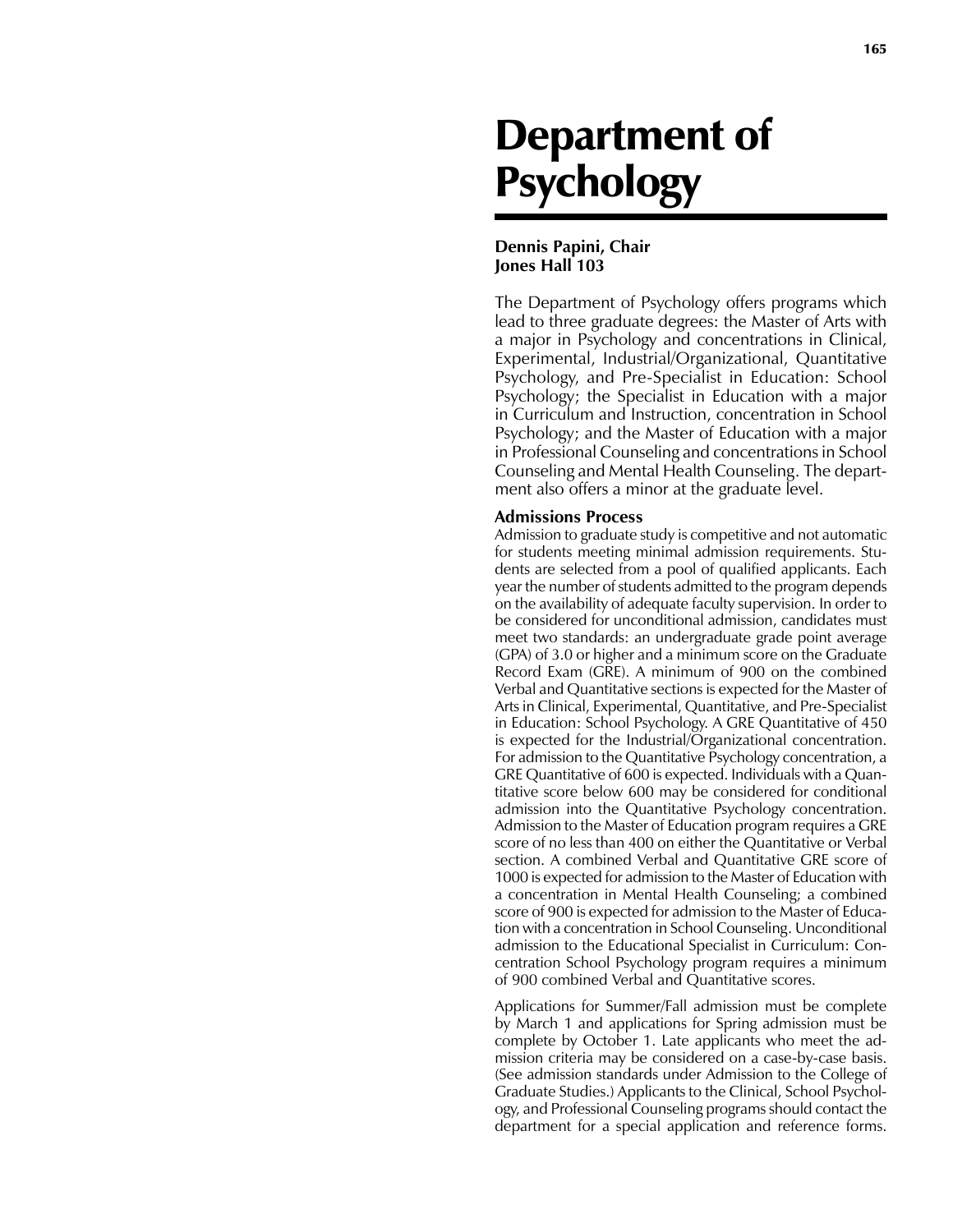# Department of Psychology

**Dennis Papini, Chair**
**Jones Hall 103**

The Department of Psychology offers programs which lead to three graduate degrees: the Master of Arts with a major in Psychology and concentrations in Clinical, Experimental, Industrial/Organizational, Quantitative Psychology, and Pre-Specialist in Education: School Psychology; the Specialist in Education with a major in Curriculum and Instruction, concentration in School Psychology; and the Master of Education with a major in Professional Counseling and concentrations in School Counseling and Mental Health Counseling. The department also offers a minor at the graduate level.

## Admissions Process

Admission to graduate study is competitive and not automatic for students meeting minimal admission requirements. Students are selected from a pool of qualified applicants. Each year the number of students admitted to the program depends on the availability of adequate faculty supervision. In order to be considered for unconditional admission, candidates must meet two standards: an undergraduate grade point average (GPA) of 3.0 or higher and a minimum score on the Graduate Record Exam (GRE). A minimum of 900 on the combined Verbal and Quantitative sections is expected for the Master of Arts in Clinical, Experimental, Quantitative, and Pre-Specialist in Education: School Psychology. A GRE Quantitative of 450 is expected for the Industrial/Organizational concentration. For admission to the Quantitative Psychology concentration, a GRE Quantitative of 600 is expected. Individuals with a Quantitative score below 600 may be considered for conditional admission into the Quantitative Psychology concentration. Admission to the Master of Education program requires a GRE score of no less than 400 on either the Quantitative or Verbal section. A combined Verbal and Quantitative GRE score of 1000 is expected for admission to the Master of Education with a concentration in Mental Health Counseling; a combined score of 900 is expected for admission to the Master of Education with a concentration in School Counseling. Unconditional admission to the Educational Specialist in Curriculum: Concentration School Psychology program requires a minimum of 900 combined Verbal and Quantitative scores.

Applications for Summer/Fall admission must be complete by March 1 and applications for Spring admission must be complete by October 1. Late applicants who meet the admission criteria may be considered on a case-by-case basis. (See admission standards under Admission to the College of Graduate Studies.) Applicants to the Clinical, School Psychology, and Professional Counseling programs should contact the department for a special application and reference forms.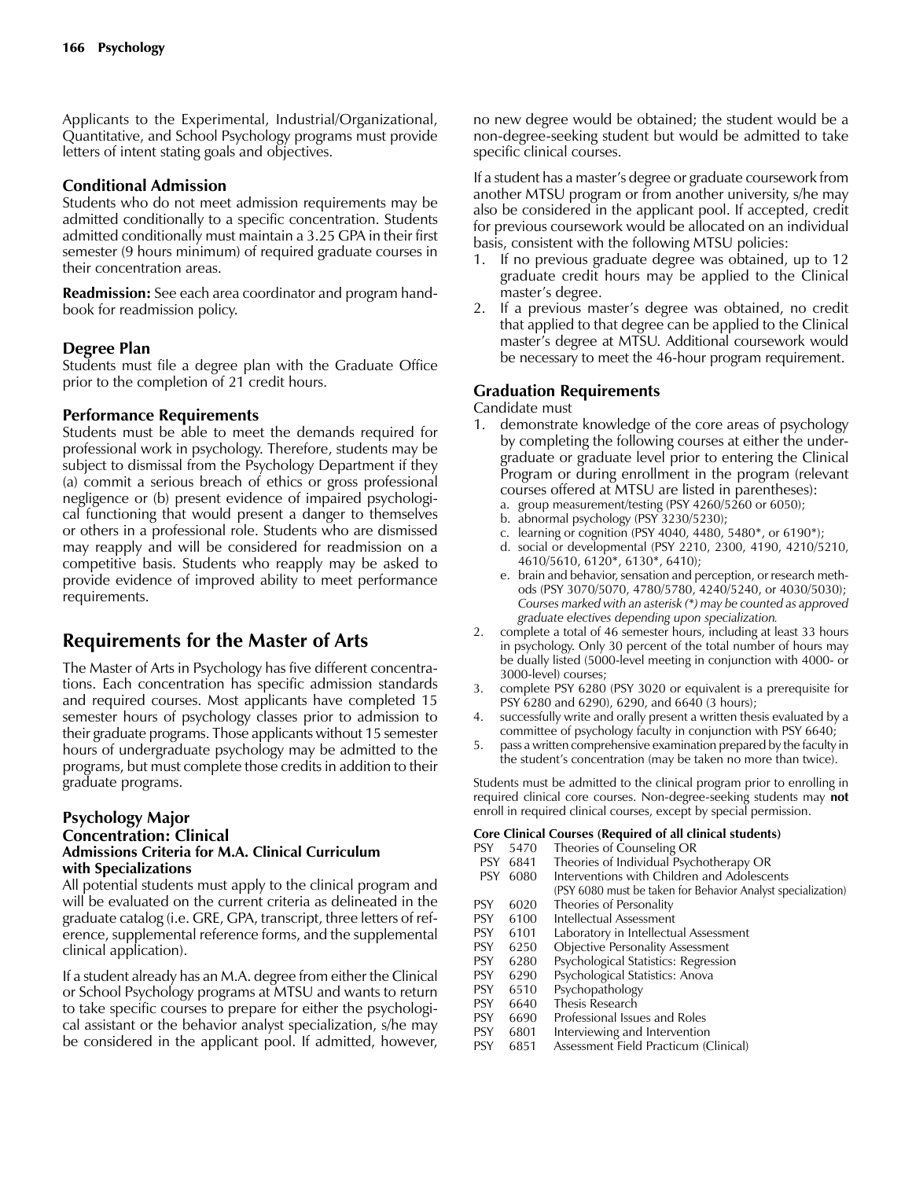Applicants to the Experimental, Industrial/Organizational, Quantitative, and School Psychology programs must provide letters of intent stating goals and objectives.

### Conditional Admission

Students who do not meet admission requirements may be admitted conditionally to a specific concentration. Students admitted conditionally must maintain a 3.25 GPA in their first semester (9 hours minimum) of required graduate courses in their concentration areas.

**Readmission:** See each area coordinator and program handbook for readmission policy.

### Degree Plan

Students must file a degree plan with the Graduate Office prior to the completion of 21 credit hours.

### Performance Requirements

Students must be able to meet the demands required for professional work in psychology. Therefore, students may be subject to dismissal from the Psychology Department if they (a) commit a serious breach of ethics or gross professional negligence or (b) present evidence of impaired psychological functioning that would present a danger to themselves or others in a professional role. Students who are dismissed may reapply and will be considered for readmission on a competitive basis. Students who reapply may be asked to provide evidence of improved ability to meet performance requirements.

## Requirements for the Master of Arts

The Master of Arts in Psychology has five different concentrations. Each concentration has specific admission standards and required courses. Most applicants have completed 15 semester hours of psychology classes prior to admission to their graduate programs. Those applicants without 15 semester hours of undergraduate psychology may be admitted to the programs, but must complete those credits in addition to their graduate programs.

### Psychology Major
### Concentration: Clinical
#### Admissions Criteria for M.A. Clinical Curriculum with Specializations

All potential students must apply to the clinical program and will be evaluated on the current criteria as delineated in the graduate catalog (i.e. GRE, GPA, transcript, three letters of reference, supplemental reference forms, and the supplemental clinical application).

If a student already has an M.A. degree from either the Clinical or School Psychology programs at MTSU and wants to return to take specific courses to prepare for either the psychological assistant or the behavior analyst specialization, s/he may be considered in the applicant pool. If admitted, however, no new degree would be obtained; the student would be a non-degree-seeking student but would be admitted to take specific clinical courses.

If a student has a master's degree or graduate coursework from another MTSU program or from another university, s/he may also be considered in the applicant pool. If accepted, credit for previous coursework would be allocated on an individual basis, consistent with the following MTSU policies:

1. If no previous graduate degree was obtained, up to 12 graduate credit hours may be applied to the Clinical master's degree.
2. If a previous master's degree was obtained, no credit that applied to that degree can be applied to the Clinical master's degree at MTSU. Additional coursework would be necessary to meet the 46-hour program requirement.

### Graduation Requirements

Candidate must

1. demonstrate knowledge of the core areas of psychology by completing the following courses at either the undergraduate or graduate level prior to entering the Clinical Program or during enrollment in the program (relevant courses offered at MTSU are listed in parentheses):
   a. group measurement/testing (PSY 4260/5260 or 6050);
   b. abnormal psychology (PSY 3230/5230);
   c. learning or cognition (PSY 4040, 4480, 5480*, or 6190*);
   d. social or developmental (PSY 2210, 2300, 4190, 4210/5210, 4610/5610, 6120*, 6130*, 6410);
   e. brain and behavior, sensation and perception, or research methods (PSY 3070/5070, 4780/5780, 4240/5240, or 4030/5030);
   *Courses marked with an asterisk (*) may be counted as approved graduate electives depending upon specialization.*
2. complete a total of 46 semester hours, including at least 33 hours in psychology. Only 30 percent of the total number of hours may be dually listed (5000-level meeting in conjunction with 4000- or 3000-level) courses;
3. complete PSY 6280 (PSY 3020 or equivalent is a prerequisite for PSY 6280 and 6290), 6290, and 6640 (3 hours);
4. successfully write and orally present a written thesis evaluated by a committee of psychology faculty in conjunction with PSY 6640;
5. pass a written comprehensive examination prepared by the faculty in the student's concentration (may be taken no more than twice).

Students must be admitted to the clinical program prior to enrolling in required clinical core courses. Non-degree-seeking students may **not** enroll in required clinical courses, except by special permission.

**Core Clinical Courses (Required of all clinical students)**

PSY 5470 Theories of Counseling OR
PSY 6841 Theories of Individual Psychotherapy OR
PSY 6080 Interventions with Children and Adolescents
(PSY 6080 must be taken for Behavior Analyst specialization)
PSY 6020 Theories of Personality
PSY 6100 Intellectual Assessment
PSY 6101 Laboratory in Intellectual Assessment
PSY 6250 Objective Personality Assessment
PSY 6280 Psychological Statistics: Regression
PSY 6290 Psychological Statistics: Anova
PSY 6510 Psychopathology
PSY 6640 Thesis Research
PSY 6690 Professional Issues and Roles
PSY 6801 Interviewing and Intervention
PSY 6851 Assessment Field Practicum (Clinical)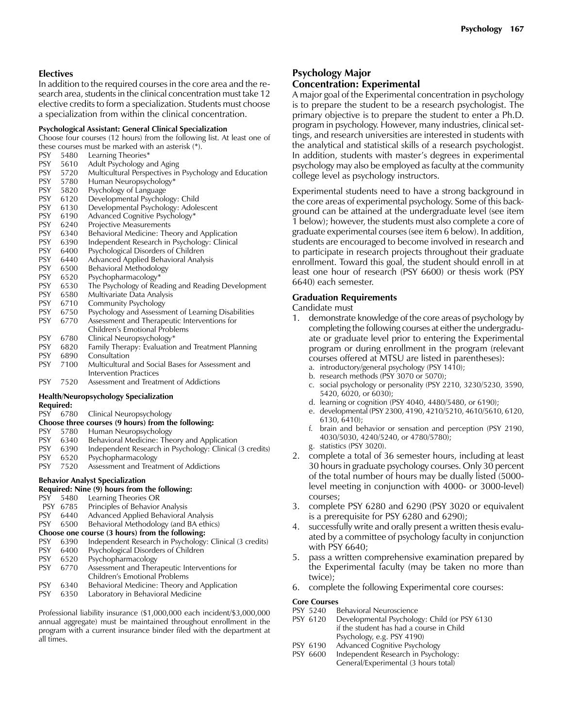### Electives

In addition to the required courses in the core area and the research area, students in the clinical concentration must take 12 elective credits to form a specialization. Students must choose a specialization from within the clinical concentration.

#### Psychological Assistant: General Clinical Specialization

Choose four courses (12 hours) from the following list. At least one of these courses must be marked with an asterisk (*).

- PSY 5480 Learning Theories*
- PSY 5610 Adult Psychology and Aging
- PSY 5720 Multicultural Perspectives in Psychology and Education
- PSY 5780 Human Neuropsychology*
- PSY 5820 Psychology of Language
- PSY 6120 Developmental Psychology: Child
- PSY 6130 Developmental Psychology: Adolescent
- PSY 6190 Advanced Cognitive Psychology*
- PSY 6240 Projective Measurements
- PSY 6340 Behavioral Medicine: Theory and Application
- PSY 6390 Independent Research in Psychology: Clinical
- PSY 6400 Psychological Disorders of Children
- PSY 6440 Advanced Applied Behavioral Analysis
- PSY 6500 Behavioral Methodology
- PSY 6520 Psychopharmacology*
- PSY 6530 The Psychology of Reading and Reading Development
- PSY 6580 Multivariate Data Analysis
- PSY 6710 Community Psychology
- PSY 6750 Psychology and Assessment of Learning Disabilities
- PSY 6770 Assessment and Therapeutic Interventions for Children's Emotional Problems
- PSY 6780 Clinical Neuropsychology*
- PSY 6820 Family Therapy: Evaluation and Treatment Planning
- PSY 6890 Consultation
- PSY 7100 Multicultural and Social Bases for Assessment and Intervention Practices
- PSY 7520 Assessment and Treatment of Addictions

#### Health/Neuropsychology Specialization

**Required:**

- PSY 6780 Clinical Neuropsychology

**Choose three courses (9 hours) from the following:**

- PSY 5780 Human Neuropsychology
- PSY 6340 Behavioral Medicine: Theory and Application
- PSY 6390 Independent Research in Psychology: Clinical (3 credits)
- PSY 6520 Psychopharmacology
- PSY 7520 Assessment and Treatment of Addictions

#### Behavior Analyst Specialization

**Required: Nine (9) hours from the following:**

- PSY 5480 Learning Theories OR
- PSY 6785 Principles of Behavior Analysis
- PSY 6440 Advanced Applied Behavioral Analysis
- PSY 6500 Behavioral Methodology (and BA ethics)

**Choose one course (3 hours) from the following:**

- PSY 6390 Independent Research in Psychology: Clinical (3 credits)
- PSY 6400 Psychological Disorders of Children
- PSY 6520 Psychopharmacology
- PSY 6770 Assessment and Therapeutic Interventions for Children's Emotional Problems
- PSY 6340 Behavioral Medicine: Theory and Application
- PSY 6350 Laboratory in Behavioral Medicine

Professional liability insurance ($1,000,000 each incident/$3,000,000 annual aggregate) must be maintained throughout enrollment in the program with a current insurance binder filed with the department at all times.

## Psychology Major
## Concentration: Experimental

A major goal of the Experimental concentration in psychology is to prepare the student to be a research psychologist. The primary objective is to prepare the student to enter a Ph.D. program in psychology. However, many industries, clinical settings, and research universities are interested in students with the analytical and statistical skills of a research psychologist. In addition, students with master's degrees in experimental psychology may also be employed as faculty at the community college level as psychology instructors.

Experimental students need to have a strong background in the core areas of experimental psychology. Some of this background can be attained at the undergraduate level (see item 1 below); however, the students must also complete a core of graduate experimental courses (see item 6 below). In addition, students are encouraged to become involved in research and to participate in research projects throughout their graduate enrollment. Toward this goal, the student should enroll in at least one hour of research (PSY 6600) or thesis work (PSY 6640) each semester.

### Graduation Requirements

Candidate must

1. demonstrate knowledge of the core areas of psychology by completing the following courses at either the undergraduate or graduate level prior to entering the Experimental program or during enrollment in the program (relevant courses offered at MTSU are listed in parentheses):
   a. introductory/general psychology (PSY 1410);
   b. research methods (PSY 3070 or 5070);
   c. social psychology or personality (PSY 2210, 3230/5230, 3590, 5420, 6020, or 6030);
   d. learning or cognition (PSY 4040, 4480/5480, or 6190);
   e. developmental (PSY 2300, 4190, 4210/5210, 4610/5610, 6120, 6130, 6410);
   f. brain and behavior or sensation and perception (PSY 2190, 4030/5030, 4240/5240, or 4780/5780);
   g. statistics (PSY 3020).
2. complete a total of 36 semester hours, including at least 30 hours in graduate psychology courses. Only 30 percent of the total number of hours may be dually listed (5000-level meeting in conjunction with 4000- or 3000-level) courses;
3. complete PSY 6280 and 6290 (PSY 3020 or equivalent is a prerequisite for PSY 6280 and 6290);
4. successfully write and orally present a written thesis evaluated by a committee of psychology faculty in conjunction with PSY 6640;
5. pass a written comprehensive examination prepared by the Experimental faculty (may be taken no more than twice);
6. complete the following Experimental core courses:

#### Core Courses

- PSY 5240 Behavioral Neuroscience
- PSY 6120 Developmental Psychology: Child (or PSY 6130 if the student has had a course in Child Psychology, e.g. PSY 4190)
- PSY 6190 Advanced Cognitive Psychology
- PSY 6600 Independent Research in Psychology: General/Experimental (3 hours total)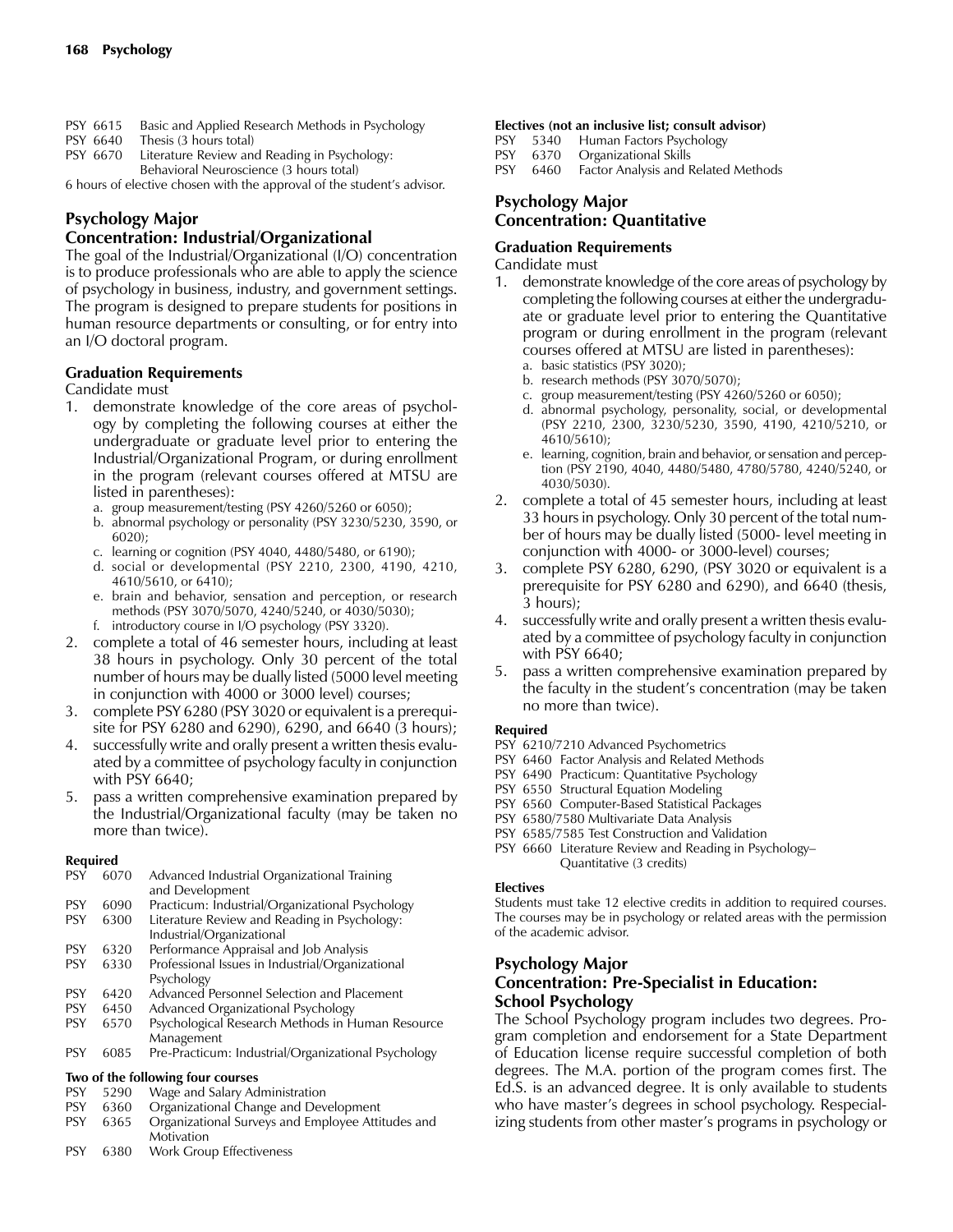PSY 6615 Basic and Applied Research Methods in Psychology
PSY 6640 Thesis (3 hours total)
PSY 6670 Literature Review and Reading in Psychology: Behavioral Neuroscience (3 hours total)

6 hours of elective chosen with the approval of the student's advisor.

## Psychology Major
## Concentration: Industrial/Organizational

The goal of the Industrial/Organizational (I/O) concentration is to produce professionals who are able to apply the science of psychology in business, industry, and government settings. The program is designed to prepare students for positions in human resource departments or consulting, or for entry into an I/O doctoral program.

### Graduation Requirements

Candidate must

1. demonstrate knowledge of the core areas of psychology by completing the following courses at either the undergraduate or graduate level prior to entering the Industrial/Organizational Program, or during enrollment in the program (relevant courses offered at MTSU are listed in parentheses):
   a. group measurement/testing (PSY 4260/5260 or 6050);
   b. abnormal psychology or personality (PSY 3230/5230, 3590, or 6020);
   c. learning or cognition (PSY 4040, 4480/5480, or 6190);
   d. social or developmental (PSY 2210, 2300, 4190, 4210, 4610/5610, or 6410);
   e. brain and behavior, sensation and perception, or research methods (PSY 3070/5070, 4240/5240, or 4030/5030);
   f. introductory course in I/O psychology (PSY 3320).
2. complete a total of 46 semester hours, including at least 38 hours in psychology. Only 30 percent of the total number of hours may be dually listed (5000 level meeting in conjunction with 4000 or 3000 level) courses;
3. complete PSY 6280 (PSY 3020 or equivalent is a prerequisite for PSY 6280 and 6290), 6290, and 6640 (3 hours);
4. successfully write and orally present a written thesis evaluated by a committee of psychology faculty in conjunction with PSY 6640;
5. pass a written comprehensive examination prepared by the Industrial/Organizational faculty (may be taken no more than twice).

#### Required

PSY 6070 Advanced Industrial Organizational Training and Development
PSY 6090 Practicum: Industrial/Organizational Psychology
PSY 6300 Literature Review and Reading in Psychology: Industrial/Organizational
PSY 6320 Performance Appraisal and Job Analysis
PSY 6330 Professional Issues in Industrial/Organizational Psychology
PSY 6420 Advanced Personnel Selection and Placement
PSY 6450 Advanced Organizational Psychology
PSY 6570 Psychological Research Methods in Human Resource Management
PSY 6085 Pre-Practicum: Industrial/Organizational Psychology

#### Two of the following four courses

PSY 5290 Wage and Salary Administration
PSY 6360 Organizational Change and Development
PSY 6365 Organizational Surveys and Employee Attitudes and Motivation
PSY 6380 Work Group Effectiveness

#### Electives (not an inclusive list; consult advisor)

PSY 5340 Human Factors Psychology
PSY 6370 Organizational Skills
PSY 6460 Factor Analysis and Related Methods

## Psychology Major
## Concentration: Quantitative

### Graduation Requirements

Candidate must

1. demonstrate knowledge of the core areas of psychology by completing the following courses at either the undergraduate or graduate level prior to entering the Quantitative program or during enrollment in the program (relevant courses offered at MTSU are listed in parentheses):
   a. basic statistics (PSY 3020);
   b. research methods (PSY 3070/5070);
   c. group measurement/testing (PSY 4260/5260 or 6050);
   d. abnormal psychology, personality, social, or developmental (PSY 2210, 2300, 3230/5230, 3590, 4190, 4210/5210, or 4610/5610);
   e. learning, cognition, brain and behavior, or sensation and perception (PSY 2190, 4040, 4480/5480, 4780/5780, 4240/5240, or 4030/5030).
2. complete a total of 45 semester hours, including at least 33 hours in psychology. Only 30 percent of the total number of hours may be dually listed (5000- level meeting in conjunction with 4000- or 3000-level) courses;
3. complete PSY 6280, 6290, (PSY 3020 or equivalent is a prerequisite for PSY 6280 and 6290), and 6640 (thesis, 3 hours);
4. successfully write and orally present a written thesis evaluated by a committee of psychology faculty in conjunction with PSY 6640;
5. pass a written comprehensive examination prepared by the faculty in the student's concentration (may be taken no more than twice).

#### Required

PSY 6210/7210 Advanced Psychometrics
PSY 6460 Factor Analysis and Related Methods
PSY 6490 Practicum: Quantitative Psychology
PSY 6550 Structural Equation Modeling
PSY 6560 Computer-Based Statistical Packages
PSY 6580/7580 Multivariate Data Analysis
PSY 6585/7585 Test Construction and Validation
PSY 6660 Literature Review and Reading in Psychology–Quantitative (3 credits)

#### Electives

Students must take 12 elective credits in addition to required courses. The courses may be in psychology or related areas with the permission of the academic advisor.

## Psychology Major
## Concentration: Pre-Specialist in Education: School Psychology

The School Psychology program includes two degrees. Program completion and endorsement for a State Department of Education license require successful completion of both degrees. The M.A. portion of the program comes first. The Ed.S. is an advanced degree. It is only available to students who have master's degrees in school psychology. Respecializing students from other master's programs in psychology or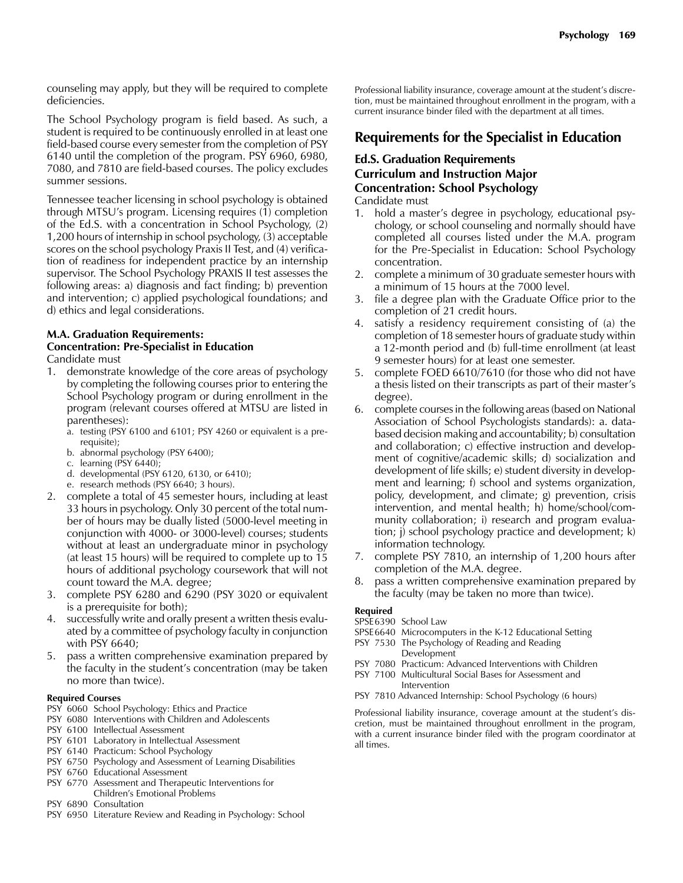counseling may apply, but they will be required to complete deficiencies.

The School Psychology program is field based. As such, a student is required to be continuously enrolled in at least one field-based course every semester from the completion of PSY 6140 until the completion of the program. PSY 6960, 6980, 7080, and 7810 are field-based courses. The policy excludes summer sessions.

Tennessee teacher licensing in school psychology is obtained through MTSU's program. Licensing requires (1) completion of the Ed.S. with a concentration in School Psychology, (2) 1,200 hours of internship in school psychology, (3) acceptable scores on the school psychology Praxis II Test, and (4) verification of readiness for independent practice by an internship supervisor. The School Psychology PRAXIS II test assesses the following areas: a) diagnosis and fact finding; b) prevention and intervention; c) applied psychological foundations; and d) ethics and legal considerations.

**M.A. Graduation Requirements: Concentration: Pre-Specialist in Education**

Candidate must

1. demonstrate knowledge of the core areas of psychology by completing the following courses prior to entering the School Psychology program or during enrollment in the program (relevant courses offered at MTSU are listed in parentheses):
   a. testing (PSY 6100 and 6101; PSY 4260 or equivalent is a prerequisite);
   b. abnormal psychology (PSY 6400);
   c. learning (PSY 6440);
   d. developmental (PSY 6120, 6130, or 6410);
   e. research methods (PSY 6640; 3 hours).
2. complete a total of 45 semester hours, including at least 33 hours in psychology. Only 30 percent of the total number of hours may be dually listed (5000-level meeting in conjunction with 4000- or 3000-level) courses; students without at least an undergraduate minor in psychology (at least 15 hours) will be required to complete up to 15 hours of additional psychology coursework that will not count toward the M.A. degree;
3. complete PSY 6280 and 6290 (PSY 3020 or equivalent is a prerequisite for both);
4. successfully write and orally present a written thesis evaluated by a committee of psychology faculty in conjunction with PSY 6640;
5. pass a written comprehensive examination prepared by the faculty in the student's concentration (may be taken no more than twice).

**Required Courses**

PSY 6060 School Psychology: Ethics and Practice
PSY 6080 Interventions with Children and Adolescents
PSY 6100 Intellectual Assessment
PSY 6101 Laboratory in Intellectual Assessment
PSY 6140 Practicum: School Psychology
PSY 6750 Psychology and Assessment of Learning Disabilities
PSY 6760 Educational Assessment
PSY 6770 Assessment and Therapeutic Interventions for Children's Emotional Problems
PSY 6890 Consultation
PSY 6950 Literature Review and Reading in Psychology: School

Professional liability insurance, coverage amount at the student's discretion, must be maintained throughout enrollment in the program, with a current insurance binder filed with the department at all times.

## Requirements for the Specialist in Education

### Ed.S. Graduation Requirements Curriculum and Instruction Major Concentration: School Psychology

Candidate must

1. hold a master's degree in psychology, educational psychology, or school counseling and normally should have completed all courses listed under the M.A. program for the Pre-Specialist in Education: School Psychology concentration.
2. complete a minimum of 30 graduate semester hours with a minimum of 15 hours at the 7000 level.
3. file a degree plan with the Graduate Office prior to the completion of 21 credit hours.
4. satisfy a residency requirement consisting of (a) the completion of 18 semester hours of graduate study within a 12-month period and (b) full-time enrollment (at least 9 semester hours) for at least one semester.
5. complete FOED 6610/7610 (for those who did not have a thesis listed on their transcripts as part of their master's degree).
6. complete courses in the following areas (based on National Association of School Psychologists standards): a. data-based decision making and accountability; b) consultation and collaboration; c) effective instruction and development of cognitive/academic skills; d) socialization and development of life skills; e) student diversity in development and learning; f) school and systems organization, policy, development, and climate; g) prevention, crisis intervention, and mental health; h) home/school/community collaboration; i) research and program evaluation; j) school psychology practice and development; k) information technology.
7. complete PSY 7810, an internship of 1,200 hours after completion of the M.A. degree.
8. pass a written comprehensive examination prepared by the faculty (may be taken no more than twice).

**Required**

SPSE 6390 School Law
SPSE 6640 Microcomputers in the K-12 Educational Setting
PSY 7530 The Psychology of Reading and Reading Development
PSY 7080 Practicum: Advanced Interventions with Children
PSY 7100 Multicultural Social Bases for Assessment and Intervention
PSY 7810 Advanced Internship: School Psychology (6 hours)

Professional liability insurance, coverage amount at the student's discretion, must be maintained throughout enrollment in the program, with a current insurance binder filed with the program coordinator at all times.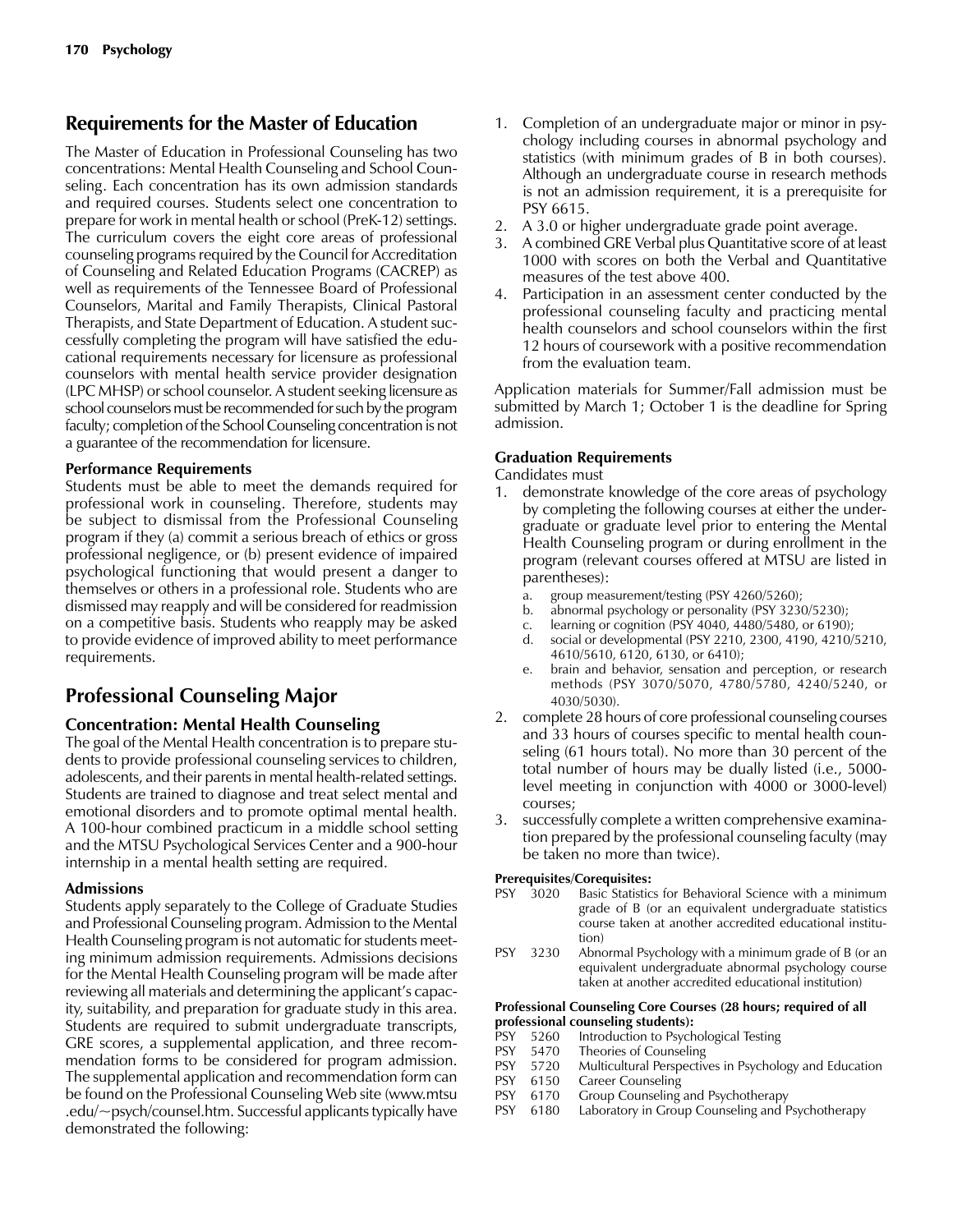## Requirements for the Master of Education

The Master of Education in Professional Counseling has two concentrations: Mental Health Counseling and School Counseling. Each concentration has its own admission standards and required courses. Students select one concentration to prepare for work in mental health or school (PreK-12) settings. The curriculum covers the eight core areas of professional counseling programs required by the Council for Accreditation of Counseling and Related Education Programs (CACREP) as well as requirements of the Tennessee Board of Professional Counselors, Marital and Family Therapists, Clinical Pastoral Therapists, and State Department of Education. A student successfully completing the program will have satisfied the educational requirements necessary for licensure as professional counselors with mental health service provider designation (LPC MHSP) or school counselor. A student seeking licensure as school counselors must be recommended for such by the program faculty; completion of the School Counseling concentration is not a guarantee of the recommendation for licensure.

**Performance Requirements**

Students must be able to meet the demands required for professional work in counseling. Therefore, students may be subject to dismissal from the Professional Counseling program if they (a) commit a serious breach of ethics or gross professional negligence, or (b) present evidence of impaired psychological functioning that would present a danger to themselves or others in a professional role. Students who are dismissed may reapply and will be considered for readmission on a competitive basis. Students who reapply may be asked to provide evidence of improved ability to meet performance requirements.

## Professional Counseling Major

### Concentration: Mental Health Counseling

The goal of the Mental Health concentration is to prepare students to provide professional counseling services to children, adolescents, and their parents in mental health-related settings. Students are trained to diagnose and treat select mental and emotional disorders and to promote optimal mental health. A 100-hour combined practicum in a middle school setting and the MTSU Psychological Services Center and a 900-hour internship in a mental health setting are required.

**Admissions**

Students apply separately to the College of Graduate Studies and Professional Counseling program. Admission to the Mental Health Counseling program is not automatic for students meeting minimum admission requirements. Admissions decisions for the Mental Health Counseling program will be made after reviewing all materials and determining the applicant's capacity, suitability, and preparation for graduate study in this area. Students are required to submit undergraduate transcripts, GRE scores, a supplemental application, and three recommendation forms to be considered for program admission. The supplemental application and recommendation form can be found on the Professional Counseling Web site (www.mtsu.edu/~psych/counsel.htm. Successful applicants typically have demonstrated the following:

1. Completion of an undergraduate major or minor in psychology including courses in abnormal psychology and statistics (with minimum grades of B in both courses). Although an undergraduate course in research methods is not an admission requirement, it is a prerequisite for PSY 6615.
2. A 3.0 or higher undergraduate grade point average.
3. A combined GRE Verbal plus Quantitative score of at least 1000 with scores on both the Verbal and Quantitative measures of the test above 400.
4. Participation in an assessment center conducted by the professional counseling faculty and practicing mental health counselors and school counselors within the first 12 hours of coursework with a positive recommendation from the evaluation team.

Application materials for Summer/Fall admission must be submitted by March 1; October 1 is the deadline for Spring admission.

**Graduation Requirements**

Candidates must

1. demonstrate knowledge of the core areas of psychology by completing the following courses at either the undergraduate or graduate level prior to entering the Mental Health Counseling program or during enrollment in the program (relevant courses offered at MTSU are listed in parentheses):
   a. group measurement/testing (PSY 4260/5260);
   b. abnormal psychology or personality (PSY 3230/5230);
   c. learning or cognition (PSY 4040, 4480/5480, or 6190);
   d. social or developmental (PSY 2210, 2300, 4190, 4210/5210, 4610/5610, 6120, 6130, or 6410);
   e. brain and behavior, sensation and perception, or research methods (PSY 3070/5070, 4780/5780, 4240/5240, or 4030/5030).
2. complete 28 hours of core professional counseling courses and 33 hours of courses specific to mental health counseling (61 hours total). No more than 30 percent of the total number of hours may be dually listed (i.e., 5000-level meeting in conjunction with 4000 or 3000-level) courses;
3. successfully complete a written comprehensive examination prepared by the professional counseling faculty (may be taken no more than twice).

**Prerequisites/Corequisites:**

- PSY 3020 Basic Statistics for Behavioral Science with a minimum grade of B (or an equivalent undergraduate statistics course taken at another accredited educational institution)
- PSY 3230 Abnormal Psychology with a minimum grade of B (or an equivalent undergraduate abnormal psychology course taken at another accredited educational institution)

**Professional Counseling Core Courses (28 hours; required of all professional counseling students):**

- PSY 5260 Introduction to Psychological Testing
- PSY 5470 Theories of Counseling
- PSY 5720 Multicultural Perspectives in Psychology and Education
- PSY 6150 Career Counseling
- PSY 6170 Group Counseling and Psychotherapy
- PSY 6180 Laboratory in Group Counseling and Psychotherapy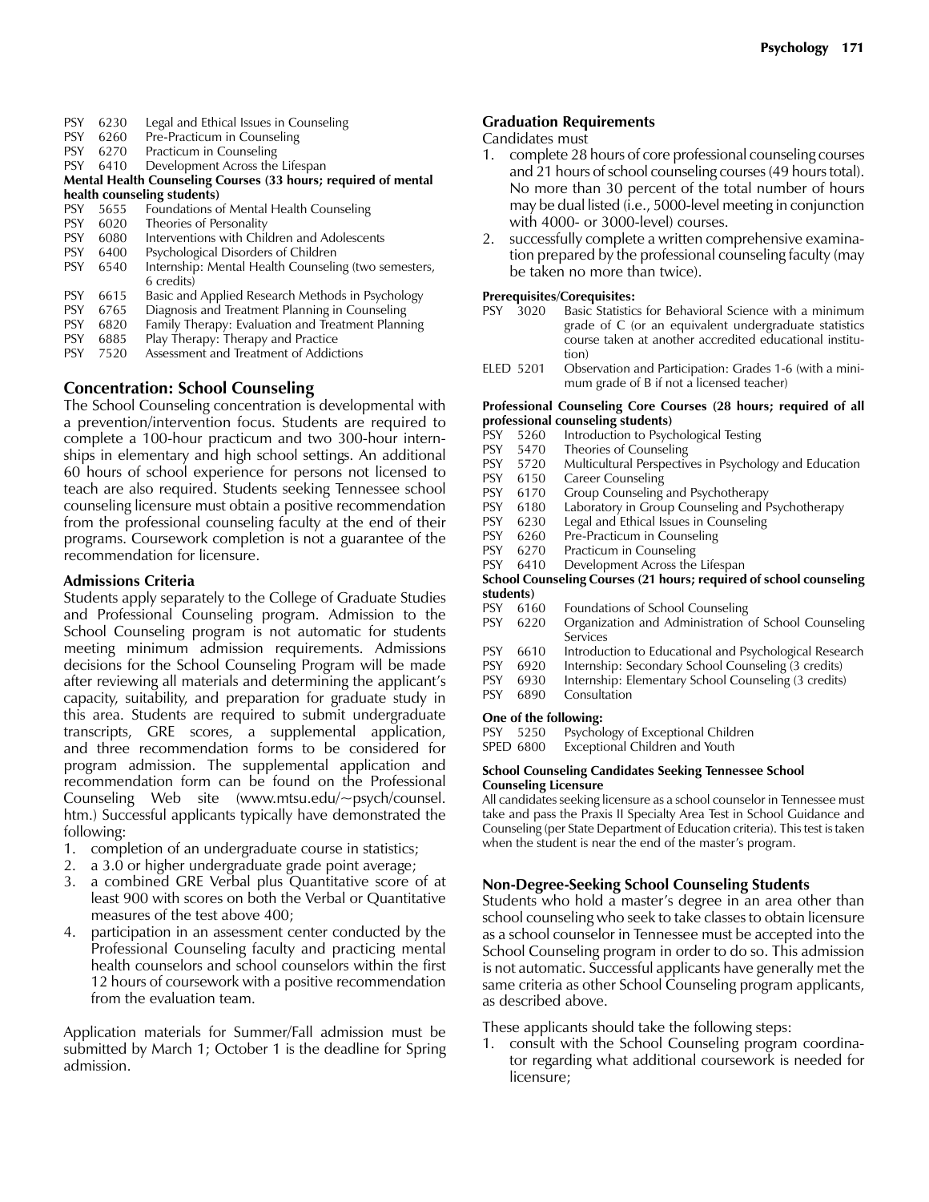PSY 6230 Legal and Ethical Issues in Counseling
PSY 6260 Pre-Practicum in Counseling
PSY 6270 Practicum in Counseling
PSY 6410 Development Across the Lifespan

**Mental Health Counseling Courses (33 hours; required of mental health counseling students)**

PSY 5655 Foundations of Mental Health Counseling
PSY 6020 Theories of Personality
PSY 6080 Interventions with Children and Adolescents
PSY 6400 Psychological Disorders of Children
PSY 6540 Internship: Mental Health Counseling (two semesters, 6 credits)
PSY 6615 Basic and Applied Research Methods in Psychology
PSY 6765 Diagnosis and Treatment Planning in Counseling
PSY 6820 Family Therapy: Evaluation and Treatment Planning
PSY 6885 Play Therapy: Therapy and Practice
PSY 7520 Assessment and Treatment of Addictions

## Concentration: School Counseling

The School Counseling concentration is developmental with a prevention/intervention focus. Students are required to complete a 100-hour practicum and two 300-hour internships in elementary and high school settings. An additional 60 hours of school experience for persons not licensed to teach are also required. Students seeking Tennessee school counseling licensure must obtain a positive recommendation from the professional counseling faculty at the end of their programs. Coursework completion is not a guarantee of the recommendation for licensure.

### Admissions Criteria

Students apply separately to the College of Graduate Studies and Professional Counseling program. Admission to the School Counseling program is not automatic for students meeting minimum admission requirements. Admissions decisions for the School Counseling Program will be made after reviewing all materials and determining the applicant's capacity, suitability, and preparation for graduate study in this area. Students are required to submit undergraduate transcripts, GRE scores, a supplemental application, and three recommendation forms to be considered for program admission. The supplemental application and recommendation form can be found on the Professional Counseling Web site (www.mtsu.edu/~psych/counsel.htm.) Successful applicants typically have demonstrated the following:

1. completion of an undergraduate course in statistics;
2. a 3.0 or higher undergraduate grade point average;
3. a combined GRE Verbal plus Quantitative score of at least 900 with scores on both the Verbal or Quantitative measures of the test above 400;
4. participation in an assessment center conducted by the Professional Counseling faculty and practicing mental health counselors and school counselors within the first 12 hours of coursework with a positive recommendation from the evaluation team.

Application materials for Summer/Fall admission must be submitted by March 1; October 1 is the deadline for Spring admission.

### Graduation Requirements

Candidates must

1. complete 28 hours of core professional counseling courses and 21 hours of school counseling courses (49 hours total). No more than 30 percent of the total number of hours may be dual listed (i.e., 5000-level meeting in conjunction with 4000- or 3000-level) courses.
2. successfully complete a written comprehensive examination prepared by the professional counseling faculty (may be taken no more than twice).

**Prerequisites/Corequisites:**

PSY 3020 Basic Statistics for Behavioral Science with a minimum grade of C (or an equivalent undergraduate statistics course taken at another accredited educational institution)
ELED 5201 Observation and Participation: Grades 1-6 (with a minimum grade of B if not a licensed teacher)

**Professional Counseling Core Courses (28 hours; required of all professional counseling students)**

PSY 5260 Introduction to Psychological Testing
PSY 5470 Theories of Counseling
PSY 5720 Multicultural Perspectives in Psychology and Education
PSY 6150 Career Counseling
PSY 6170 Group Counseling and Psychotherapy
PSY 6180 Laboratory in Group Counseling and Psychotherapy
PSY 6230 Legal and Ethical Issues in Counseling
PSY 6260 Pre-Practicum in Counseling
PSY 6270 Practicum in Counseling
PSY 6410 Development Across the Lifespan

**School Counseling Courses (21 hours; required of school counseling students)**

PSY 6160 Foundations of School Counseling
PSY 6220 Organization and Administration of School Counseling Services
PSY 6610 Introduction to Educational and Psychological Research
PSY 6920 Internship: Secondary School Counseling (3 credits)
PSY 6930 Internship: Elementary School Counseling (3 credits)
PSY 6890 Consultation

**One of the following:**

PSY 5250 Psychology of Exceptional Children
SPED 6800 Exceptional Children and Youth

**School Counseling Candidates Seeking Tennessee School Counseling Licensure**

All candidates seeking licensure as a school counselor in Tennessee must take and pass the Praxis II Specialty Area Test in School Guidance and Counseling (per State Department of Education criteria). This test is taken when the student is near the end of the master's program.

### Non-Degree-Seeking School Counseling Students

Students who hold a master's degree in an area other than school counseling who seek to take classes to obtain licensure as a school counselor in Tennessee must be accepted into the School Counseling program in order to do so. This admission is not automatic. Successful applicants have generally met the same criteria as other School Counseling program applicants, as described above.

These applicants should take the following steps:

1. consult with the School Counseling program coordinator regarding what additional coursework is needed for licensure;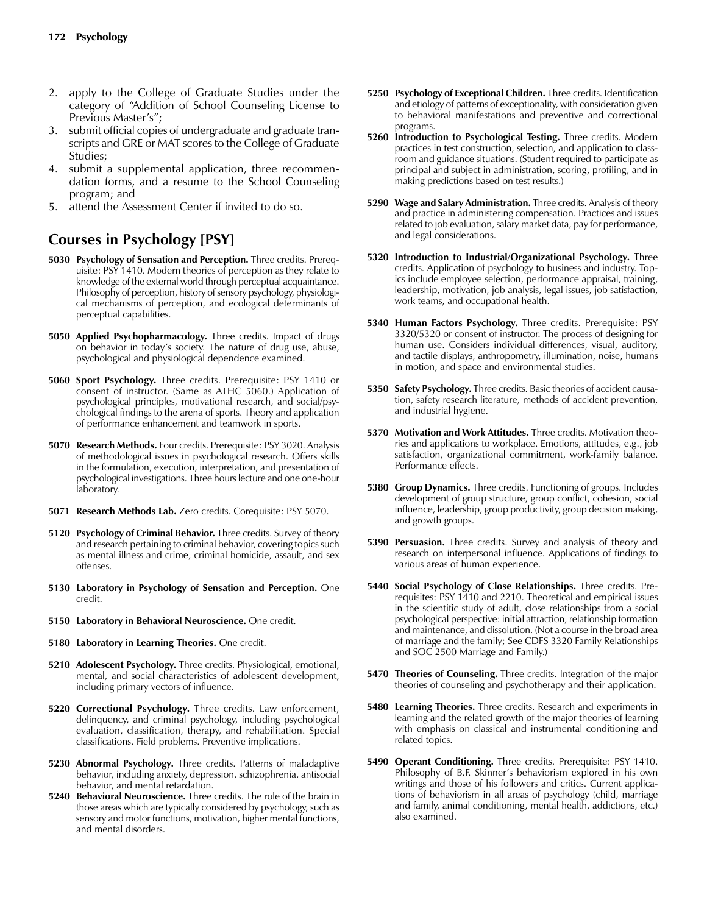2. apply to the College of Graduate Studies under the category of "Addition of School Counseling License to Previous Master's";
3. submit official copies of undergraduate and graduate transcripts and GRE or MAT scores to the College of Graduate Studies;
4. submit a supplemental application, three recommendation forms, and a resume to the School Counseling program; and
5. attend the Assessment Center if invited to do so.

## Courses in Psychology [PSY]

**5030 Psychology of Sensation and Perception.** Three credits. Prerequisite: PSY 1410. Modern theories of perception as they relate to knowledge of the external world through perceptual acquaintance. Philosophy of perception, history of sensory psychology, physiological mechanisms of perception, and ecological determinants of perceptual capabilities.

**5050 Applied Psychopharmacology.** Three credits. Impact of drugs on behavior in today's society. The nature of drug use, abuse, psychological and physiological dependence examined.

**5060 Sport Psychology.** Three credits. Prerequisite: PSY 1410 or consent of instructor. (Same as ATHC 5060.) Application of psychological principles, motivational research, and social/psychological findings to the arena of sports. Theory and application of performance enhancement and teamwork in sports.

**5070 Research Methods.** Four credits. Prerequisite: PSY 3020. Analysis of methodological issues in psychological research. Offers skills in the formulation, execution, interpretation, and presentation of psychological investigations. Three hours lecture and one one-hour laboratory.

**5071 Research Methods Lab.** Zero credits. Corequisite: PSY 5070.

**5120 Psychology of Criminal Behavior.** Three credits. Survey of theory and research pertaining to criminal behavior, covering topics such as mental illness and crime, criminal homicide, assault, and sex offenses.

**5130 Laboratory in Psychology of Sensation and Perception.** One credit.

**5150 Laboratory in Behavioral Neuroscience.** One credit.

**5180 Laboratory in Learning Theories.** One credit.

**5210 Adolescent Psychology.** Three credits. Physiological, emotional, mental, and social characteristics of adolescent development, including primary vectors of influence.

**5220 Correctional Psychology.** Three credits. Law enforcement, delinquency, and criminal psychology, including psychological evaluation, classification, therapy, and rehabilitation. Special classifications. Field problems. Preventive implications.

**5230 Abnormal Psychology.** Three credits. Patterns of maladaptive behavior, including anxiety, depression, schizophrenia, antisocial behavior, and mental retardation.

**5240 Behavioral Neuroscience.** Three credits. The role of the brain in those areas which are typically considered by psychology, such as sensory and motor functions, motivation, higher mental functions, and mental disorders.

**5250 Psychology of Exceptional Children.** Three credits. Identification and etiology of patterns of exceptionality, with consideration given to behavioral manifestations and preventive and correctional programs.

**5260 Introduction to Psychological Testing.** Three credits. Modern practices in test construction, selection, and application to classroom and guidance situations. (Student required to participate as principal and subject in administration, scoring, profiling, and in making predictions based on test results.)

**5290 Wage and Salary Administration.** Three credits. Analysis of theory and practice in administering compensation. Practices and issues related to job evaluation, salary market data, pay for performance, and legal considerations.

**5320 Introduction to Industrial/Organizational Psychology.** Three credits. Application of psychology to business and industry. Topics include employee selection, performance appraisal, training, leadership, motivation, job analysis, legal issues, job satisfaction, work teams, and occupational health.

**5340 Human Factors Psychology.** Three credits. Prerequisite: PSY 3320/5320 or consent of instructor. The process of designing for human use. Considers individual differences, visual, auditory, and tactile displays, anthropometry, illumination, noise, humans in motion, and space and environmental studies.

**5350 Safety Psychology.** Three credits. Basic theories of accident causation, safety research literature, methods of accident prevention, and industrial hygiene.

**5370 Motivation and Work Attitudes.** Three credits. Motivation theories and applications to workplace. Emotions, attitudes, e.g., job satisfaction, organizational commitment, work-family balance. Performance effects.

**5380 Group Dynamics.** Three credits. Functioning of groups. Includes development of group structure, group conflict, cohesion, social influence, leadership, group productivity, group decision making, and growth groups.

**5390 Persuasion.** Three credits. Survey and analysis of theory and research on interpersonal influence. Applications of findings to various areas of human experience.

**5440 Social Psychology of Close Relationships.** Three credits. Prerequisites: PSY 1410 and 2210. Theoretical and empirical issues in the scientific study of adult, close relationships from a social psychological perspective: initial attraction, relationship formation and maintenance, and dissolution. (Not a course in the broad area of marriage and the family; See CDFS 3320 Family Relationships and SOC 2500 Marriage and Family.)

**5470 Theories of Counseling.** Three credits. Integration of the major theories of counseling and psychotherapy and their application.

**5480 Learning Theories.** Three credits. Research and experiments in learning and the related growth of the major theories of learning with emphasis on classical and instrumental conditioning and related topics.

**5490 Operant Conditioning.** Three credits. Prerequisite: PSY 1410. Philosophy of B.F. Skinner's behaviorism explored in his own writings and those of his followers and critics. Current applications of behaviorism in all areas of psychology (child, marriage and family, animal conditioning, mental health, addictions, etc.) also examined.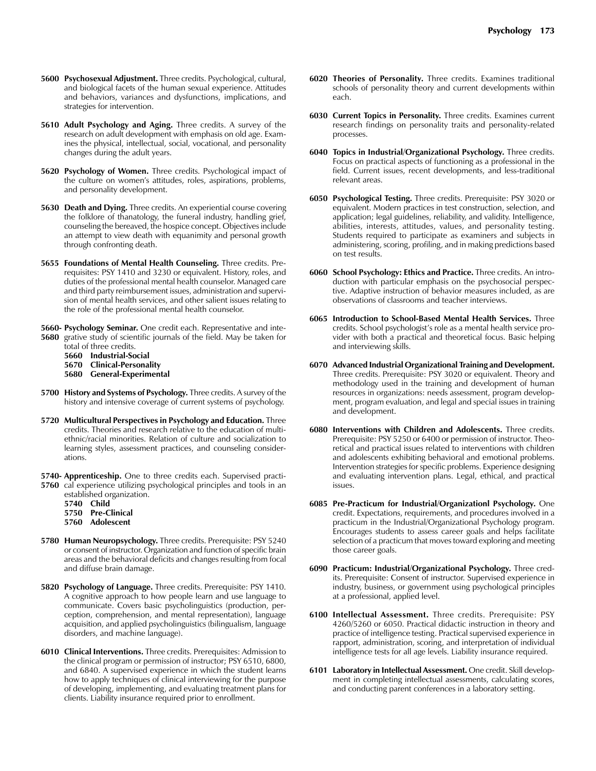**5600 Psychosexual Adjustment.** Three credits. Psychological, cultural, and biological facets of the human sexual experience. Attitudes and behaviors, variances and dysfunctions, implications, and strategies for intervention.

**5610 Adult Psychology and Aging.** Three credits. A survey of the research on adult development with emphasis on old age. Examines the physical, intellectual, social, vocational, and personality changes during the adult years.

**5620 Psychology of Women.** Three credits. Psychological impact of the culture on women's attitudes, roles, aspirations, problems, and personality development.

**5630 Death and Dying.** Three credits. An experiential course covering the folklore of thanatology, the funeral industry, handling grief, counseling the bereaved, the hospice concept. Objectives include an attempt to view death with equanimity and personal growth through confronting death.

**5655 Foundations of Mental Health Counseling.** Three credits. Prerequisites: PSY 1410 and 3230 or equivalent. History, roles, and duties of the professional mental health counselor. Managed care and third party reimbursement issues, administration and supervision of mental health services, and other salient issues relating to the role of the professional mental health counselor.

**5660- 5680 Psychology Seminar.** One credit each. Representative and integrative study of scientific journals of the field. May be taken for total of three credits.

- **5660 Industrial-Social**
- **5670 Clinical-Personality**
- **5680 General-Experimental**

**5700 History and Systems of Psychology.** Three credits. A survey of the history and intensive coverage of current systems of psychology.

**5720 Multicultural Perspectives in Psychology and Education.** Three credits. Theories and research relative to the education of multi-ethnic/racial minorities. Relation of culture and socialization to learning styles, assessment practices, and counseling considerations.

**5740- 5760 Apprenticeship.** One to three credits each. Supervised practical experience utilizing psychological principles and tools in an established organization.

- **5740 Child**
- **5750 Pre-Clinical**
- **5760 Adolescent**

**5780 Human Neuropsychology.** Three credits. Prerequisite: PSY 5240 or consent of instructor. Organization and function of specific brain areas and the behavioral deficits and changes resulting from focal and diffuse brain damage.

**5820 Psychology of Language.** Three credits. Prerequisite: PSY 1410. A cognitive approach to how people learn and use language to communicate. Covers basic psycholinguistics (production, perception, comprehension, and mental representation), language acquisition, and applied psycholinguistics (bilingualism, language disorders, and machine language).

**6010 Clinical Interventions.** Three credits. Prerequisites: Admission to the clinical program or permission of instructor; PSY 6510, 6800, and 6840. A supervised experience in which the student learns how to apply techniques of clinical interviewing for the purpose of developing, implementing, and evaluating treatment plans for clients. Liability insurance required prior to enrollment.

**6020 Theories of Personality.** Three credits. Examines traditional schools of personality theory and current developments within each.

**6030 Current Topics in Personality.** Three credits. Examines current research findings on personality traits and personality-related processes.

**6040 Topics in Industrial/Organizational Psychology.** Three credits. Focus on practical aspects of functioning as a professional in the field. Current issues, recent developments, and less-traditional relevant areas.

**6050 Psychological Testing.** Three credits. Prerequisite: PSY 3020 or equivalent. Modern practices in test construction, selection, and application; legal guidelines, reliability, and validity. Intelligence, abilities, interests, attitudes, values, and personality testing. Students required to participate as examiners and subjects in administering, scoring, profiling, and in making predictions based on test results.

**6060 School Psychology: Ethics and Practice.** Three credits. An introduction with particular emphasis on the psychosocial perspective. Adaptive instruction of behavior measures included, as are observations of classrooms and teacher interviews.

**6065 Introduction to School-Based Mental Health Services.** Three credits. School psychologist's role as a mental health service provider with both a practical and theoretical focus. Basic helping and interviewing skills.

**6070 Advanced Industrial Organizational Training and Development.** Three credits. Prerequisite: PSY 3020 or equivalent. Theory and methodology used in the training and development of human resources in organizations: needs assessment, program development, program evaluation, and legal and special issues in training and development.

**6080 Interventions with Children and Adolescents.** Three credits. Prerequisite: PSY 5250 or 6400 or permission of instructor. Theoretical and practical issues related to interventions with children and adolescents exhibiting behavioral and emotional problems. Intervention strategies for specific problems. Experience designing and evaluating intervention plans. Legal, ethical, and practical issues.

**6085 Pre-Practicum for Industrial/Organizationl Psychology.** One credit. Expectations, requirements, and procedures involved in a practicum in the Industrial/Organizational Psychology program. Encourages students to assess career goals and helps facilitate selection of a practicum that moves toward exploring and meeting those career goals.

**6090 Practicum: Industrial/Organizational Psychology.** Three credits. Prerequisite: Consent of instructor. Supervised experience in industry, business, or government using psychological principles at a professional, applied level.

**6100 Intellectual Assessment.** Three credits. Prerequisite: PSY 4260/5260 or 6050. Practical didactic instruction in theory and practice of intelligence testing. Practical supervised experience in rapport, administration, scoring, and interpretation of individual intelligence tests for all age levels. Liability insurance required.

**6101 Laboratory in Intellectual Assessment.** One credit. Skill development in completing intellectual assessments, calculating scores, and conducting parent conferences in a laboratory setting.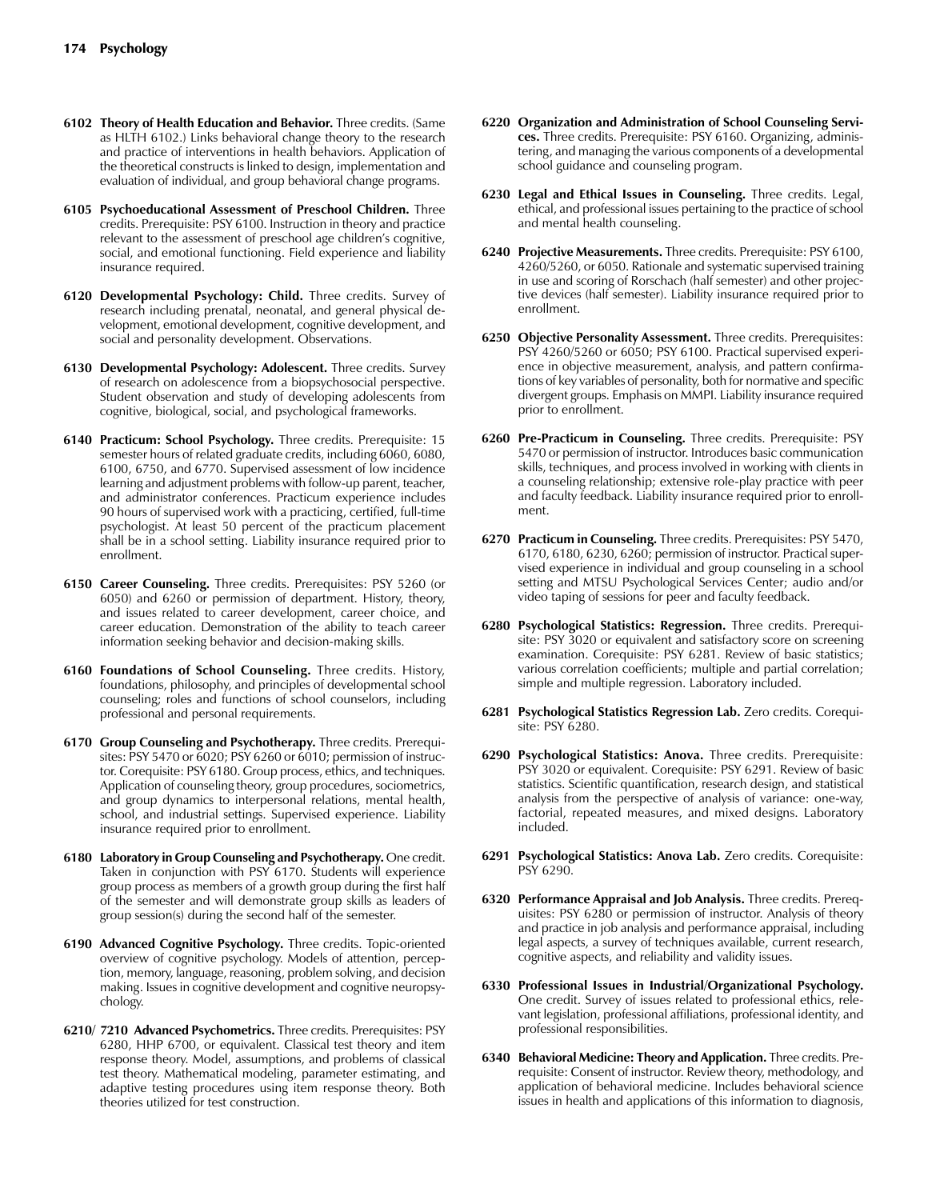**6102 Theory of Health Education and Behavior.** Three credits. (Same as HLTH 6102.) Links behavioral change theory to the research and practice of interventions in health behaviors. Application of the theoretical constructs is linked to design, implementation and evaluation of individual, and group behavioral change programs.

**6105 Psychoeducational Assessment of Preschool Children.** Three credits. Prerequisite: PSY 6100. Instruction in theory and practice relevant to the assessment of preschool age children's cognitive, social, and emotional functioning. Field experience and liability insurance required.

**6120 Developmental Psychology: Child.** Three credits. Survey of research including prenatal, neonatal, and general physical development, emotional development, cognitive development, and social and personality development. Observations.

**6130 Developmental Psychology: Adolescent.** Three credits. Survey of research on adolescence from a biopsychosocial perspective. Student observation and study of developing adolescents from cognitive, biological, social, and psychological frameworks.

**6140 Practicum: School Psychology.** Three credits. Prerequisite: 15 semester hours of related graduate credits, including 6060, 6080, 6100, 6750, and 6770. Supervised assessment of low incidence learning and adjustment problems with follow-up parent, teacher, and administrator conferences. Practicum experience includes 90 hours of supervised work with a practicing, certified, full-time psychologist. At least 50 percent of the practicum placement shall be in a school setting. Liability insurance required prior to enrollment.

**6150 Career Counseling.** Three credits. Prerequisites: PSY 5260 (or 6050) and 6260 or permission of department. History, theory, and issues related to career development, career choice, and career education. Demonstration of the ability to teach career information seeking behavior and decision-making skills.

**6160 Foundations of School Counseling.** Three credits. History, foundations, philosophy, and principles of developmental school counseling; roles and functions of school counselors, including professional and personal requirements.

**6170 Group Counseling and Psychotherapy.** Three credits. Prerequisites: PSY 5470 or 6020; PSY 6260 or 6010; permission of instructor. Corequisite: PSY 6180. Group process, ethics, and techniques. Application of counseling theory, group procedures, sociometrics, and group dynamics to interpersonal relations, mental health, school, and industrial settings. Supervised experience. Liability insurance required prior to enrollment.

**6180 Laboratory in Group Counseling and Psychotherapy.** One credit. Taken in conjunction with PSY 6170. Students will experience group process as members of a growth group during the first half of the semester and will demonstrate group skills as leaders of group session(s) during the second half of the semester.

**6190 Advanced Cognitive Psychology.** Three credits. Topic-oriented overview of cognitive psychology. Models of attention, perception, memory, language, reasoning, problem solving, and decision making. Issues in cognitive development and cognitive neuropsychology.

**6210/ 7210 Advanced Psychometrics.** Three credits. Prerequisites: PSY 6280, HHP 6700, or equivalent. Classical test theory and item response theory. Model, assumptions, and problems of classical test theory. Mathematical modeling, parameter estimating, and adaptive testing procedures using item response theory. Both theories utilized for test construction.

**6220 Organization and Administration of School Counseling Services.** Three credits. Prerequisite: PSY 6160. Organizing, administering, and managing the various components of a developmental school guidance and counseling program.

**6230 Legal and Ethical Issues in Counseling.** Three credits. Legal, ethical, and professional issues pertaining to the practice of school and mental health counseling.

**6240 Projective Measurements.** Three credits. Prerequisite: PSY 6100, 4260/5260, or 6050. Rationale and systematic supervised training in use and scoring of Rorschach (half semester) and other projective devices (half semester). Liability insurance required prior to enrollment.

**6250 Objective Personality Assessment.** Three credits. Prerequisites: PSY 4260/5260 or 6050; PSY 6100. Practical supervised experience in objective measurement, analysis, and pattern confirmations of key variables of personality, both for normative and specific divergent groups. Emphasis on MMPI. Liability insurance required prior to enrollment.

**6260 Pre-Practicum in Counseling.** Three credits. Prerequisite: PSY 5470 or permission of instructor. Introduces basic communication skills, techniques, and process involved in working with clients in a counseling relationship; extensive role-play practice with peer and faculty feedback. Liability insurance required prior to enrollment.

**6270 Practicum in Counseling.** Three credits. Prerequisites: PSY 5470, 6170, 6180, 6230, 6260; permission of instructor. Practical supervised experience in individual and group counseling in a school setting and MTSU Psychological Services Center; audio and/or video taping of sessions for peer and faculty feedback.

**6280 Psychological Statistics: Regression.** Three credits. Prerequisite: PSY 3020 or equivalent and satisfactory score on screening examination. Corequisite: PSY 6281. Review of basic statistics; various correlation coefficients; multiple and partial correlation; simple and multiple regression. Laboratory included.

**6281 Psychological Statistics Regression Lab.** Zero credits. Corequisite: PSY 6280.

**6290 Psychological Statistics: Anova.** Three credits. Prerequisite: PSY 3020 or equivalent. Corequisite: PSY 6291. Review of basic statistics. Scientific quantification, research design, and statistical analysis from the perspective of analysis of variance: one-way, factorial, repeated measures, and mixed designs. Laboratory included.

**6291 Psychological Statistics: Anova Lab.** Zero credits. Corequisite: PSY 6290.

**6320 Performance Appraisal and Job Analysis.** Three credits. Prerequisites: PSY 6280 or permission of instructor. Analysis of theory and practice in job analysis and performance appraisal, including legal aspects, a survey of techniques available, current research, cognitive aspects, and reliability and validity issues.

**6330 Professional Issues in Industrial/Organizational Psychology.** One credit. Survey of issues related to professional ethics, relevant legislation, professional affiliations, professional identity, and professional responsibilities.

**6340 Behavioral Medicine: Theory and Application.** Three credits. Prerequisite: Consent of instructor. Review theory, methodology, and application of behavioral medicine. Includes behavioral science issues in health and applications of this information to diagnosis,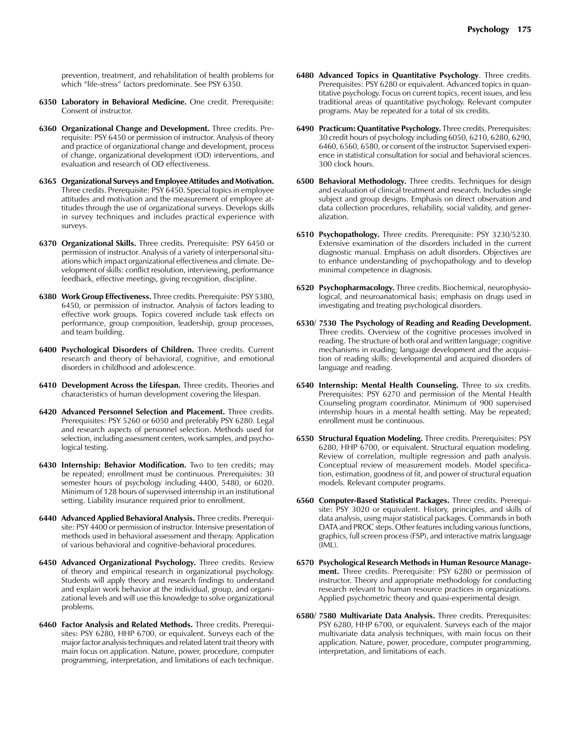prevention, treatment, and rehabilitation of health problems for which "life-stress" factors predominate. See PSY 6350.

**6350 Laboratory in Behavioral Medicine.** One credit. Prerequisite: Consent of instructor.

**6360 Organizational Change and Development.** Three credits. Prerequisite: PSY 6450 or permission of instructor. Analysis of theory and practice of organizational change and development, process of change, organizational development (OD) interventions, and evaluation and research of OD effectiveness.

**6365 Organizational Surveys and Employee Attitudes and Motivation.** Three credits. Prerequisite: PSY 6450. Special topics in employee attitudes and motivation and the measurement of employee attitudes through the use of organizational surveys. Develops skills in survey techniques and includes practical experience with surveys.

**6370 Organizational Skills.** Three credits. Prerequisite: PSY 6450 or permission of instructor. Analysis of a variety of interpersonal situations which impact organizational effectiveness and climate. Development of skills: conflict resolution, interviewing, performance feedback, effective meetings, giving recognition, discipline.

**6380 Work Group Effectiveness.** Three credits. Prerequisite: PSY 5380, 6450, or permission of instructor. Analysis of factors leading to effective work groups. Topics covered include task effects on performance, group composition, leadership, group processes, and team building.

**6400 Psychological Disorders of Children.** Three credits. Current research and theory of behavioral, cognitive, and emotional disorders in childhood and adolescence.

**6410 Development Across the Lifespan.** Three credits. Theories and characteristics of human development covering the lifespan.

**6420 Advanced Personnel Selection and Placement.** Three credits. Prerequisites: PSY 5260 or 6050 and preferably PSY 6280. Legal and research aspects of personnel selection. Methods used for selection, including assessment centers, work samples, and psychological testing.

**6430 Internship: Behavior Modification.** Two to ten credits; may be repeated; enrollment must be continuous. Prerequisites: 30 semester hours of psychology including 4400, 5480, or 6020. Minimum of 128 hours of supervised internship in an institutional setting. Liability insurance required prior to enrollment.

**6440 Advanced Applied Behavioral Analysis.** Three credits. Prerequisite: PSY 4400 or permission of instructor. Intensive presentation of methods used in behavioral assessment and therapy. Application of various behavioral and cognitive-behavioral procedures.

**6450 Advanced Organizational Psychology.** Three credits. Review of theory and empirical research in organizational psychology. Students will apply theory and research findings to understand and explain work behavior at the individual, group, and organizational levels and will use this knowledge to solve organizational problems.

**6460 Factor Analysis and Related Methods.** Three credits. Prerequisites: PSY 6280, HHP 6700, or equivalent. Surveys each of the major factor analysis techniques and related latent trait theory with main focus on application. Nature, power, procedure, computer programming, interpretation, and limitations of each technique.

**6480 Advanced Topics in Quantitative Psychology**. Three credits. Prerequisites: PSY 6280 or equivalent. Advanced topics in quantitative psychology. Focus on current topics, recent issues, and less traditional areas of quantitative psychology. Relevant computer programs. May be repeated for a total of six credits.

**6490 Practicum: Quantitative Psychology.** Three credits. Prerequisites: 30 credit hours of psychology including 6050, 6210, 6280, 6290, 6460, 6560, 6580, or consent of the instructor. Supervised experience in statistical consultation for social and behavioral sciences. 300 clock hours.

**6500 Behavioral Methodology.** Three credits. Techniques for design and evaluation of clinical treatment and research. Includes single subject and group designs. Emphasis on direct observation and data collection procedures, reliability, social validity, and generalization.

**6510 Psychopathology.** Three credits. Prerequisite: PSY 3230/5230. Extensive examination of the disorders included in the current diagnostic manual. Emphasis on adult disorders. Objectives are to enhance understanding of psychopathology and to develop minimal competence in diagnosis.

**6520 Psychopharmacology.** Three credits. Biochemical, neurophysiological, and neuroanatomical basis; emphasis on drugs used in investigating and treating psychological disorders.

**6530/ 7530 The Psychology of Reading and Reading Development.** Three credits. Overview of the cognitive processes involved in reading. The structure of both oral and written language; cognitive mechanisms in reading; language development and the acquisition of reading skills; developmental and acquired disorders of language and reading.

**6540 Internship: Mental Health Counseling.** Three to six credits. Prerequisites: PSY 6270 and permission of the Mental Health Counseling program coordinator. Minimum of 900 supervised internship hours in a mental health setting. May be repeated; enrollment must be continuous.

**6550 Structural Equation Modeling.** Three credits. Prerequisites: PSY 6280, HHP 6700, or equivalent. Structural equation modeling. Review of correlation, multiple regression and path analysis. Conceptual review of measurement models. Model specification, estimation, goodness of fit, and power of structural equation models. Relevant computer programs.

**6560 Computer-Based Statistical Packages.** Three credits. Prerequisite: PSY 3020 or equivalent. History, principles, and skills of data analysis, using major statistical packages. Commands in both DATA and PROC steps. Other features including various functions, graphics, full screen process (FSP), and interactive matrix language (IML).

**6570 Psychological Research Methods in Human Resource Management.** Three credits. Prerequisite: PSY 6280 or permission of instructor. Theory and appropriate methodology for conducting research relevant to human resource practices in organizations. Applied psychometric theory and quasi-experimental design.

**6580/ 7580 Multivariate Data Analysis.** Three credits. Prerequisites: PSY 6280, HHP 6700, or equivalent. Surveys each of the major multivariate data analysis techniques, with main focus on their application. Nature, power, procedure, computer programming, interpretation, and limitations of each.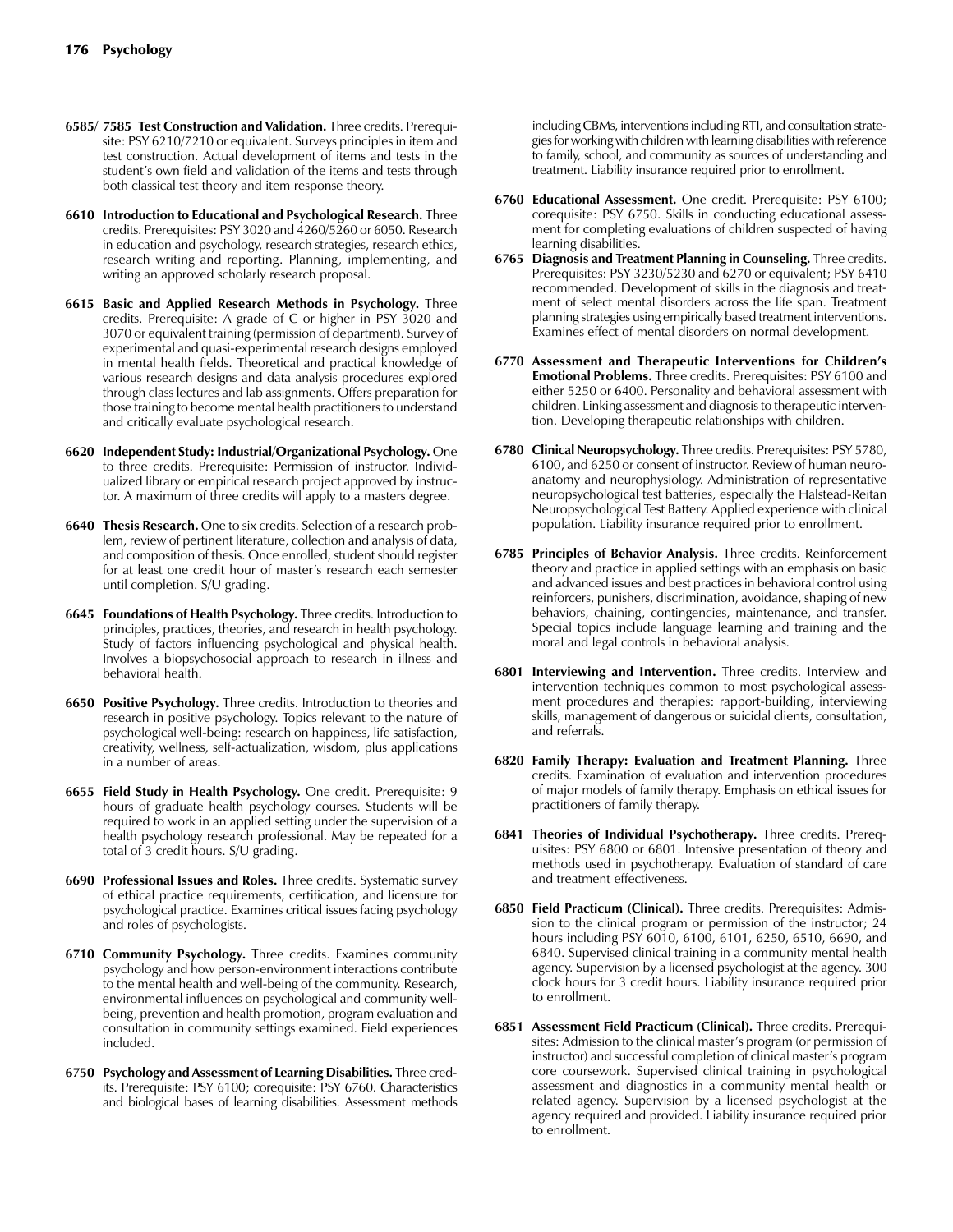**6585/ 7585 Test Construction and Validation.** Three credits. Prerequisite: PSY 6210/7210 or equivalent. Surveys principles in item and test construction. Actual development of items and tests in the student's own field and validation of the items and tests through both classical test theory and item response theory.

**6610 Introduction to Educational and Psychological Research.** Three credits. Prerequisites: PSY 3020 and 4260/5260 or 6050. Research in education and psychology, research strategies, research ethics, research writing and reporting. Planning, implementing, and writing an approved scholarly research proposal.

**6615 Basic and Applied Research Methods in Psychology.** Three credits. Prerequisite: A grade of C or higher in PSY 3020 and 3070 or equivalent training (permission of department). Survey of experimental and quasi-experimental research designs employed in mental health fields. Theoretical and practical knowledge of various research designs and data analysis procedures explored through class lectures and lab assignments. Offers preparation for those training to become mental health practitioners to understand and critically evaluate psychological research.

**6620 Independent Study: Industrial/Organizational Psychology.** One to three credits. Prerequisite: Permission of instructor. Individualized library or empirical research project approved by instructor. A maximum of three credits will apply to a masters degree.

**6640 Thesis Research.** One to six credits. Selection of a research problem, review of pertinent literature, collection and analysis of data, and composition of thesis. Once enrolled, student should register for at least one credit hour of master's research each semester until completion. S/U grading.

**6645 Foundations of Health Psychology.** Three credits. Introduction to principles, practices, theories, and research in health psychology. Study of factors influencing psychological and physical health. Involves a biopsychosocial approach to research in illness and behavioral health.

**6650 Positive Psychology.** Three credits. Introduction to theories and research in positive psychology. Topics relevant to the nature of psychological well-being: research on happiness, life satisfaction, creativity, wellness, self-actualization, wisdom, plus applications in a number of areas.

**6655 Field Study in Health Psychology.** One credit. Prerequisite: 9 hours of graduate health psychology courses. Students will be required to work in an applied setting under the supervision of a health psychology research professional. May be repeated for a total of 3 credit hours. S/U grading.

**6690 Professional Issues and Roles.** Three credits. Systematic survey of ethical practice requirements, certification, and licensure for psychological practice. Examines critical issues facing psychology and roles of psychologists.

**6710 Community Psychology.** Three credits. Examines community psychology and how person-environment interactions contribute to the mental health and well-being of the community. Research, environmental influences on psychological and community well-being, prevention and health promotion, program evaluation and consultation in community settings examined. Field experiences included.

**6750 Psychology and Assessment of Learning Disabilities.** Three credits. Prerequisite: PSY 6100; corequisite: PSY 6760. Characteristics and biological bases of learning disabilities. Assessment methods including CBMs, interventions including RTI, and consultation strategies for working with children with learning disabilities with reference to family, school, and community as sources of understanding and treatment. Liability insurance required prior to enrollment.

**6760 Educational Assessment.** One credit. Prerequisite: PSY 6100; corequisite: PSY 6750. Skills in conducting educational assessment for completing evaluations of children suspected of having learning disabilities.

**6765 Diagnosis and Treatment Planning in Counseling.** Three credits. Prerequisites: PSY 3230/5230 and 6270 or equivalent; PSY 6410 recommended. Development of skills in the diagnosis and treatment of select mental disorders across the life span. Treatment planning strategies using empirically based treatment interventions. Examines effect of mental disorders on normal development.

**6770 Assessment and Therapeutic Interventions for Children's Emotional Problems.** Three credits. Prerequisites: PSY 6100 and either 5250 or 6400. Personality and behavioral assessment with children. Linking assessment and diagnosis to therapeutic intervention. Developing therapeutic relationships with children.

**6780 Clinical Neuropsychology.** Three credits. Prerequisites: PSY 5780, 6100, and 6250 or consent of instructor. Review of human neuroanatomy and neurophysiology. Administration of representative neuropsychological test batteries, especially the Halstead-Reitan Neuropsychological Test Battery. Applied experience with clinical population. Liability insurance required prior to enrollment.

**6785 Principles of Behavior Analysis.** Three credits. Reinforcement theory and practice in applied settings with an emphasis on basic and advanced issues and best practices in behavioral control using reinforcers, punishers, discrimination, avoidance, shaping of new behaviors, chaining, contingencies, maintenance, and transfer. Special topics include language learning and training and the moral and legal controls in behavioral analysis.

**6801 Interviewing and Intervention.** Three credits. Interview and intervention techniques common to most psychological assessment procedures and therapies: rapport-building, interviewing skills, management of dangerous or suicidal clients, consultation, and referrals.

**6820 Family Therapy: Evaluation and Treatment Planning.** Three credits. Examination of evaluation and intervention procedures of major models of family therapy. Emphasis on ethical issues for practitioners of family therapy.

**6841 Theories of Individual Psychotherapy.** Three credits. Prerequisites: PSY 6800 or 6801. Intensive presentation of theory and methods used in psychotherapy. Evaluation of standard of care and treatment effectiveness.

**6850 Field Practicum (Clinical).** Three credits. Prerequisites: Admission to the clinical program or permission of the instructor; 24 hours including PSY 6010, 6100, 6101, 6250, 6510, 6690, and 6840. Supervised clinical training in a community mental health agency. Supervision by a licensed psychologist at the agency. 300 clock hours for 3 credit hours. Liability insurance required prior to enrollment.

**6851 Assessment Field Practicum (Clinical).** Three credits. Prerequisites: Admission to the clinical master's program (or permission of instructor) and successful completion of clinical master's program core coursework. Supervised clinical training in psychological assessment and diagnostics in a community mental health or related agency. Supervision by a licensed psychologist at the agency required and provided. Liability insurance required prior to enrollment.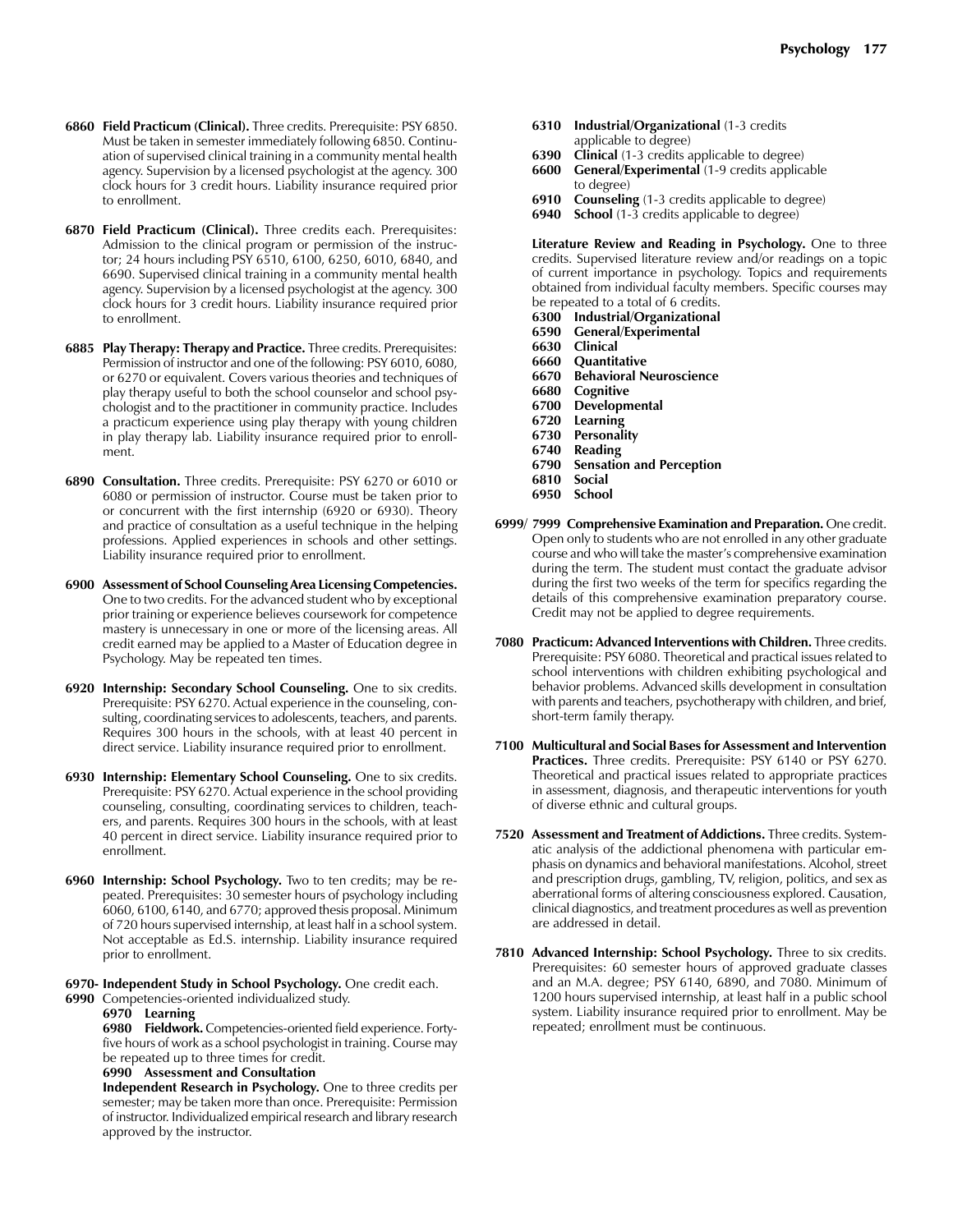**6860 Field Practicum (Clinical).** Three credits. Prerequisite: PSY 6850. Must be taken in semester immediately following 6850. Continuation of supervised clinical training in a community mental health agency. Supervision by a licensed psychologist at the agency. 300 clock hours for 3 credit hours. Liability insurance required prior to enrollment.

**6870 Field Practicum (Clinical).** Three credits each. Prerequisites: Admission to the clinical program or permission of the instructor; 24 hours including PSY 6510, 6100, 6250, 6010, 6840, and 6690. Supervised clinical training in a community mental health agency. Supervision by a licensed psychologist at the agency. 300 clock hours for 3 credit hours. Liability insurance required prior to enrollment.

**6885 Play Therapy: Therapy and Practice.** Three credits. Prerequisites: Permission of instructor and one of the following: PSY 6010, 6080, or 6270 or equivalent. Covers various theories and techniques of play therapy useful to both the school counselor and school psychologist and to the practitioner in community practice. Includes a practicum experience using play therapy with young children in play therapy lab. Liability insurance required prior to enrollment.

**6890 Consultation.** Three credits. Prerequisite: PSY 6270 or 6010 or 6080 or permission of instructor. Course must be taken prior to or concurrent with the first internship (6920 or 6930). Theory and practice of consultation as a useful technique in the helping professions. Applied experiences in schools and other settings. Liability insurance required prior to enrollment.

**6900 Assessment of School Counseling Area Licensing Competencies.** One to two credits. For the advanced student who by exceptional prior training or experience believes coursework for competence mastery is unnecessary in one or more of the licensing areas. All credit earned may be applied to a Master of Education degree in Psychology. May be repeated ten times.

**6920 Internship: Secondary School Counseling.** One to six credits. Prerequisite: PSY 6270. Actual experience in the counseling, consulting, coordinating services to adolescents, teachers, and parents. Requires 300 hours in the schools, with at least 40 percent in direct service. Liability insurance required prior to enrollment.

**6930 Internship: Elementary School Counseling.** One to six credits. Prerequisite: PSY 6270. Actual experience in the school providing counseling, consulting, coordinating services to children, teachers, and parents. Requires 300 hours in the schools, with at least 40 percent in direct service. Liability insurance required prior to enrollment.

**6960 Internship: School Psychology.** Two to ten credits; may be repeated. Prerequisites: 30 semester hours of psychology including 6060, 6100, 6140, and 6770; approved thesis proposal. Minimum of 720 hours supervised internship, at least half in a school system. Not acceptable as Ed.S. internship. Liability insurance required prior to enrollment.

**6970- 6990 Independent Study in School Psychology.** One credit each. Competencies-oriented individualized study.

**6970 Learning**

**6980 Fieldwork.** Competencies-oriented field experience. Forty-five hours of work as a school psychologist in training. Course may be repeated up to three times for credit.

**6990 Assessment and Consultation**

**Independent Research in Psychology.** One to three credits per semester; may be taken more than once. Prerequisite: Permission of instructor. Individualized empirical research and library research approved by the instructor.

**6310 Industrial/Organizational** (1-3 credits applicable to degree)
**6390 Clinical** (1-3 credits applicable to degree)
**6600 General/Experimental** (1-9 credits applicable to degree)
**6910 Counseling** (1-3 credits applicable to degree)
**6940 School** (1-3 credits applicable to degree)

**Literature Review and Reading in Psychology.** One to three credits. Supervised literature review and/or readings on a topic of current importance in psychology. Topics and requirements obtained from individual faculty members. Specific courses may be repeated to a total of 6 credits.

**6300 Industrial/Organizational**
**6590 General/Experimental**
**6630 Clinical**
**6660 Quantitative**
**6670 Behavioral Neuroscience**
**6680 Cognitive**
**6700 Developmental**
**6720 Learning**
**6730 Personality**
**6740 Reading**
**6790 Sensation and Perception**
**6810 Social**
**6950 School**

**6999/ 7999 Comprehensive Examination and Preparation.** One credit. Open only to students who are not enrolled in any other graduate course and who will take the master's comprehensive examination during the term. The student must contact the graduate advisor during the first two weeks of the term for specifics regarding the details of this comprehensive examination preparatory course. Credit may not be applied to degree requirements.

**7080 Practicum: Advanced Interventions with Children.** Three credits. Prerequisite: PSY 6080. Theoretical and practical issues related to school interventions with children exhibiting psychological and behavior problems. Advanced skills development in consultation with parents and teachers, psychotherapy with children, and brief, short-term family therapy.

**7100 Multicultural and Social Bases for Assessment and Intervention Practices.** Three credits. Prerequisite: PSY 6140 or PSY 6270. Theoretical and practical issues related to appropriate practices in assessment, diagnosis, and therapeutic interventions for youth of diverse ethnic and cultural groups.

**7520 Assessment and Treatment of Addictions.** Three credits. Systematic analysis of the addictional phenomena with particular emphasis on dynamics and behavioral manifestations. Alcohol, street and prescription drugs, gambling, TV, religion, politics, and sex as aberrational forms of altering consciousness explored. Causation, clinical diagnostics, and treatment procedures as well as prevention are addressed in detail.

**7810 Advanced Internship: School Psychology.** Three to six credits. Prerequisites: 60 semester hours of approved graduate classes and an M.A. degree; PSY 6140, 6890, and 7080. Minimum of 1200 hours supervised internship, at least half in a public school system. Liability insurance required prior to enrollment. May be repeated; enrollment must be continuous.